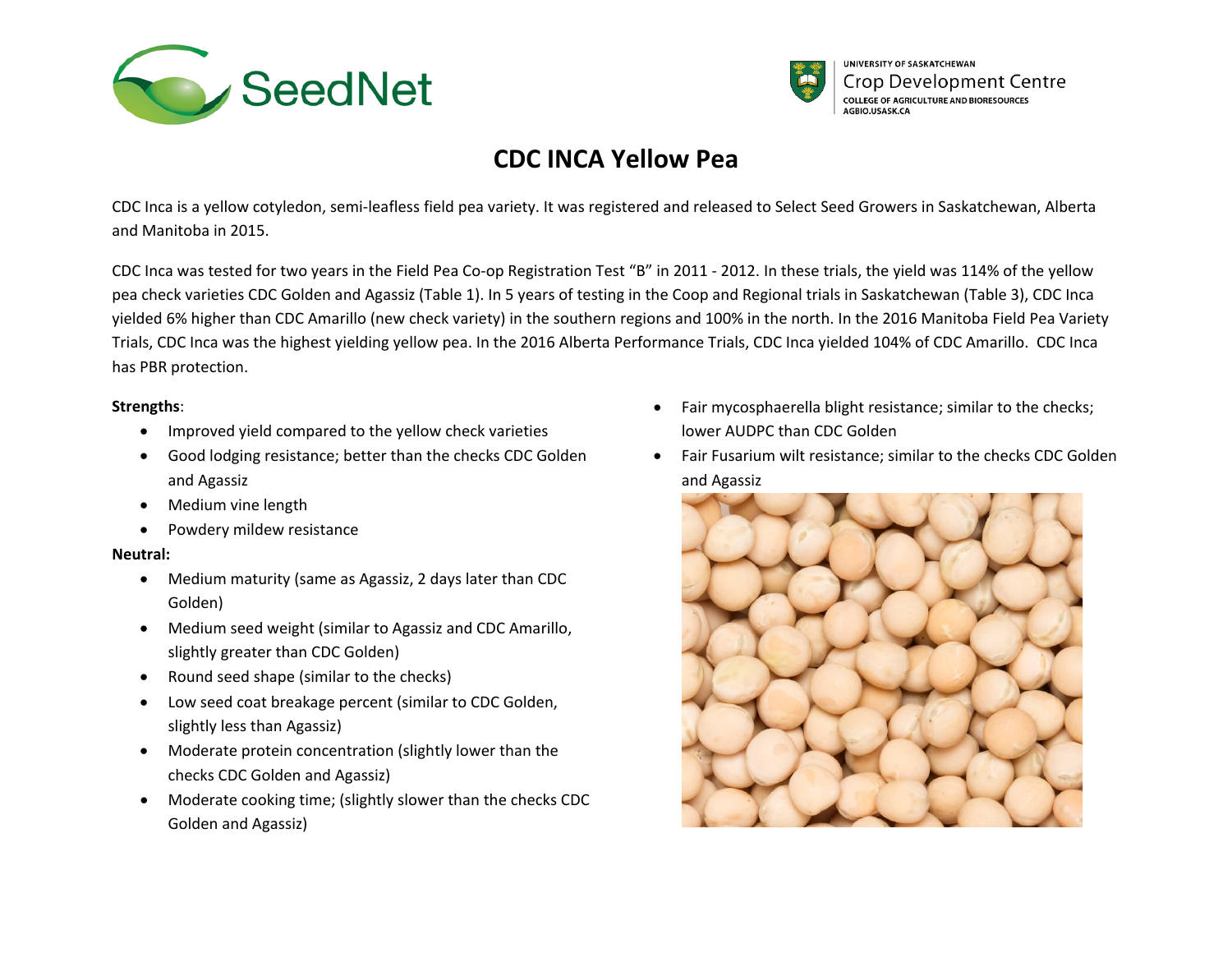# CDC INCA Yellow Pea

CDC Inca is a yellow cotyledon, semi-leafless field pea variety. It was registered and released to Select Seed Growers in Saskatchewan, Alberta and Manitoba in 2015.

CDC Inca was tested for two years in the Field Pea Co-op Registration Test "B" in 2011 - 2012. In these trials, the yield was 114% of the yellow pea check varieties CDC Golden and Agassiz (Table 1). In 5 years of testing in the Coop and Regional trials in Saskatchewan (Table 3), CDC Inca yielded 6% higher than CDC Amarillo (new check variety) in the southern regions and 100% in the north. In the 2016 Manitoba Field Pea Variety Trials, CDC Inca was the highest yielding yellow pea. In the 2016 Alberta Performance Trials, CDC Inca yielded 104% of CDC Amarillo. CDC Inca has PBR protection.

**Strengths**:

- Improved yield compared to the yellow check varieties
- Good lodging resistance; better than the checks CDC Golden and Agassiz
- Medium vine length
- Powdery mildew resistance
- Fair mycosphaerella blight resistance; similar to the checks; lower AUDPC than CDC Golden
- Fair Fusarium wilt resistance; similar to the checks CDC Golden and Agassiz

**Neutral:**

- Medium maturity (same as Agassiz, 2 days later than CDC Golden)
- Medium seed weight (similar to Agassiz and CDC Amarillo, slightly greater than CDC Golden)
- Round seed shape (similar to the checks)
- Low seed coat breakage percent (similar to CDC Golden, slightly less than Agassiz)
- Moderate protein concentration (slightly lower than the checks CDC Golden and Agassiz)
- Moderate cooking time; (slightly slower than the checks CDC Golden and Agassiz)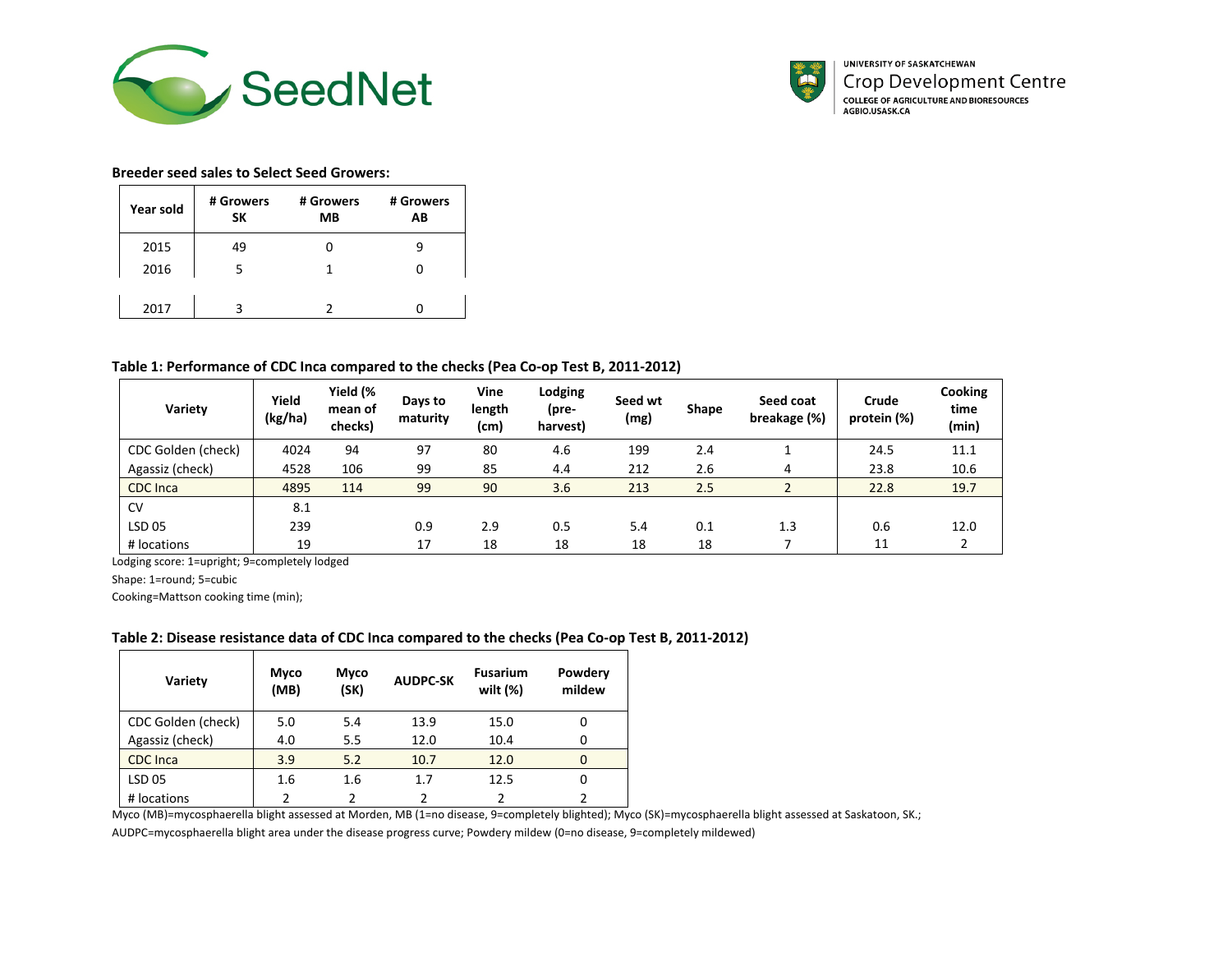**Breeder seed sales to Select Seed Growers:**

| Year sold | # Growers SK | # Growers MB | # Growers AB |
|---|---|---|---|
| 2015 | 49 | 0 | 9 |
| 2016 | 5 | 1 | 0 |
| 2017 | 3 | 2 | 0 |

**Table 1: Performance of CDC Inca compared to the checks (Pea Co-op Test B, 2011-2012)**

| Variety | Yield (kg/ha) | Yield (% mean of checks) | Days to maturity | Vine length (cm) | Lodging (pre-harvest) | Seed wt (mg) | Shape | Seed coat breakage (%) | Crude protein (%) | Cooking time (min) |
|---|---|---|---|---|---|---|---|---|---|---|
| CDC Golden (check) | 4024 | 94 | 97 | 80 | 4.6 | 199 | 2.4 | 1 | 24.5 | 11.1 |
| Agassiz (check) | 4528 | 106 | 99 | 85 | 4.4 | 212 | 2.6 | 4 | 23.8 | 10.6 |
| CDC Inca | 4895 | 114 | 99 | 90 | 3.6 | 213 | 2.5 | 2 | 22.8 | 19.7 |
| CV | 8.1 | | | | | | | | | |
| LSD 05 | 239 | | 0.9 | 2.9 | 0.5 | 5.4 | 0.1 | 1.3 | 0.6 | 12.0 |
| # locations | 19 | | 17 | 18 | 18 | 18 | 18 | 7 | 11 | 2 |

Lodging score: 1=upright; 9=completely lodged

Shape: 1=round; 5=cubic

Cooking=Mattson cooking time (min);

**Table 2: Disease resistance data of CDC Inca compared to the checks (Pea Co-op Test B, 2011-2012)**

| Variety | Myco (MB) | Myco (SK) | AUDPC-SK | Fusarium wilt (%) | Powdery mildew |
|---|---|---|---|---|---|
| CDC Golden (check) | 5.0 | 5.4 | 13.9 | 15.0 | 0 |
| Agassiz (check) | 4.0 | 5.5 | 12.0 | 10.4 | 0 |
| CDC Inca | 3.9 | 5.2 | 10.7 | 12.0 | 0 |
| LSD 05 | 1.6 | 1.6 | 1.7 | 12.5 | 0 |
| # locations | 2 | 2 | 2 | 2 | 2 |

Myco (MB)=mycosphaerella blight assessed at Morden, MB (1=no disease, 9=completely blighted); Myco (SK)=mycosphaerella blight assessed at Saskatoon, SK.; AUDPC=mycosphaerella blight area under the disease progress curve; Powdery mildew (0=no disease, 9=completely mildewed)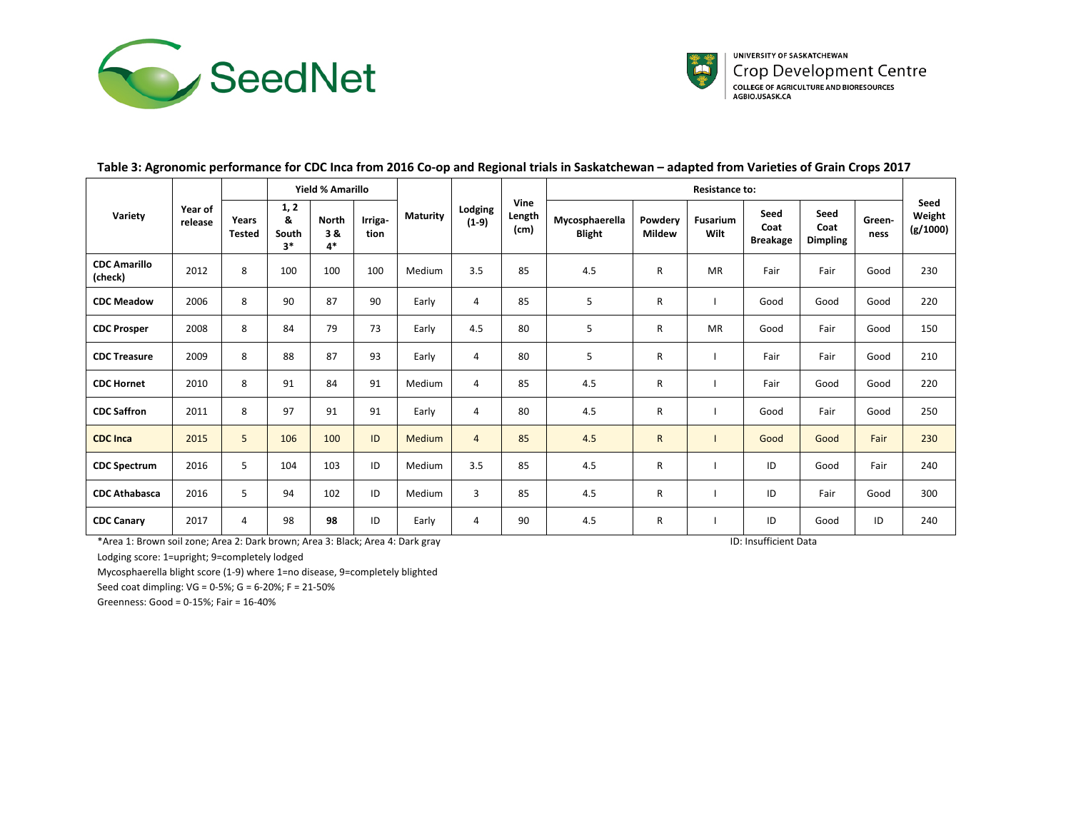**Table 3: Agronomic performance for CDC Inca from 2016 Co-op and Regional trials in Saskatchewan – adapted from Varieties of Grain Crops 2017**

| Variety | Year of release | Years Tested | Yield % Amarillo | | | Maturity | Lodging (1-9) | Vine Length (cm) | Resistance to: | | | | | | Seed Weight (g/1000) |
|---|---|---|---|---|---|---|---|---|---|---|---|---|---|---|---|
| | | | 1, 2 & South 3* | North 3 & 4* | Irriga-tion | | | | Mycosphaerella Blight | Powdery Mildew | Fusarium Wilt | Seed Coat Breakage | Seed Coat Dimpling | Green-ness | |
| **CDC Amarillo (check)** | 2012 | 8 | 100 | 100 | 100 | Medium | 3.5 | 85 | 4.5 | R | MR | Fair | Fair | Good | 230 |
| **CDC Meadow** | 2006 | 8 | 90 | 87 | 90 | Early | 4 | 85 | 5 | R | I | Good | Good | Good | 220 |
| **CDC Prosper** | 2008 | 8 | 84 | 79 | 73 | Early | 4.5 | 80 | 5 | R | MR | Good | Fair | Good | 150 |
| **CDC Treasure** | 2009 | 8 | 88 | 87 | 93 | Early | 4 | 80 | 5 | R | I | Fair | Fair | Good | 210 |
| **CDC Hornet** | 2010 | 8 | 91 | 84 | 91 | Medium | 4 | 85 | 4.5 | R | I | Fair | Good | Good | 220 |
| **CDC Saffron** | 2011 | 8 | 97 | 91 | 91 | Early | 4 | 80 | 4.5 | R | I | Good | Fair | Good | 250 |
| **CDC Inca** | 2015 | 5 | 106 | 100 | ID | Medium | 4 | 85 | 4.5 | R | I | Good | Good | Fair | 230 |
| **CDC Spectrum** | 2016 | 5 | 104 | 103 | ID | Medium | 3.5 | 85 | 4.5 | R | I | ID | Good | Fair | 240 |
| **CDC Athabasca** | 2016 | 5 | 94 | 102 | ID | Medium | 3 | 85 | 4.5 | R | I | ID | Fair | Good | 300 |
| **CDC Canary** | 2017 | 4 | 98 | **98** | ID | Early | 4 | 90 | 4.5 | R | I | ID | Good | ID | 240 |

*Area 1: Brown soil zone; Area 2: Dark brown; Area 3: Black; Area 4: Dark gray

ID: Insufficient Data

Lodging score: 1=upright; 9=completely lodged

Mycosphaerella blight score (1-9) where 1=no disease, 9=completely blighted

Seed coat dimpling: VG = 0-5%; G = 6-20%; F = 21-50%

Greenness: Good = 0-15%; Fair = 16-40%